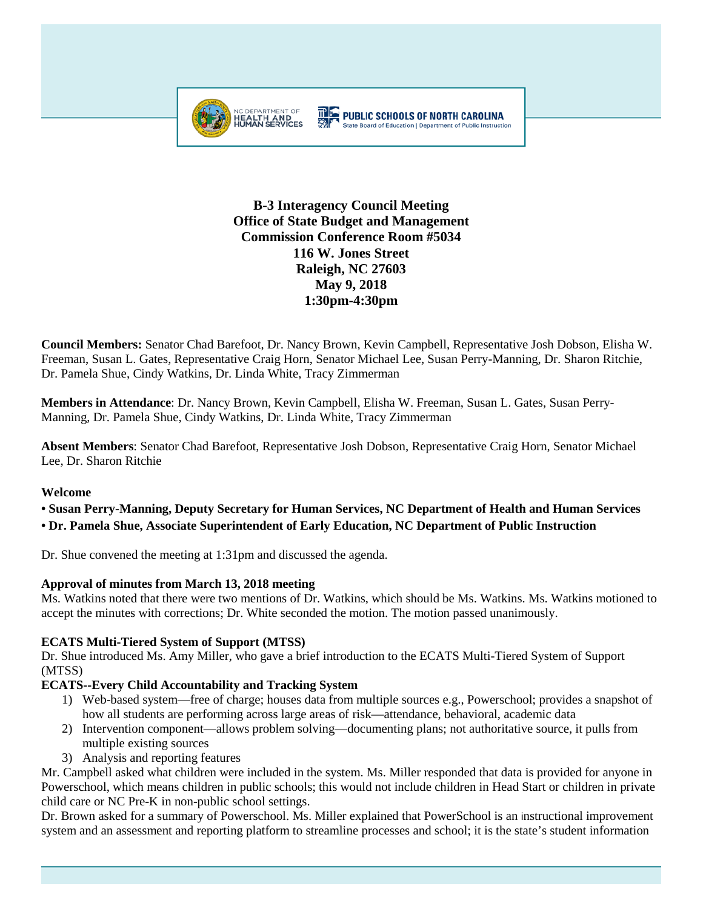NC DEPARTMENT OF HEALTH AND HUMAN SERVICES

PUBLIC SCHOOLS OF NORTH CAROLINA
State Board of Education | Department of Public Instruction

**B-3 Interagency Council Meeting**
**Office of State Budget and Management**
**Commission Conference Room #5034**
**116 W. Jones Street**
**Raleigh, NC 27603**
**May 9, 2018**
**1:30pm-4:30pm**

**Council Members:** Senator Chad Barefoot, Dr. Nancy Brown, Kevin Campbell, Representative Josh Dobson, Elisha W. Freeman, Susan L. Gates, Representative Craig Horn, Senator Michael Lee, Susan Perry-Manning, Dr. Sharon Ritchie, Dr. Pamela Shue, Cindy Watkins, Dr. Linda White, Tracy Zimmerman

**Members in Attendance**: Dr. Nancy Brown, Kevin Campbell, Elisha W. Freeman, Susan L. Gates, Susan Perry-Manning, Dr. Pamela Shue, Cindy Watkins, Dr. Linda White, Tracy Zimmerman

**Absent Members**: Senator Chad Barefoot, Representative Josh Dobson, Representative Craig Horn, Senator Michael Lee, Dr. Sharon Ritchie

**Welcome**

- **Susan Perry-Manning, Deputy Secretary for Human Services, NC Department of Health and Human Services**
- **Dr. Pamela Shue, Associate Superintendent of Early Education, NC Department of Public Instruction**

Dr. Shue convened the meeting at 1:31pm and discussed the agenda.

**Approval of minutes from March 13, 2018 meeting**

Ms. Watkins noted that there were two mentions of Dr. Watkins, which should be Ms. Watkins. Ms. Watkins motioned to accept the minutes with corrections; Dr. White seconded the motion. The motion passed unanimously.

**ECATS Multi-Tiered System of Support (MTSS)**

Dr. Shue introduced Ms. Amy Miller, who gave a brief introduction to the ECATS Multi-Tiered System of Support (MTSS)

**ECATS--Every Child Accountability and Tracking System**

1) Web-based system—free of charge; houses data from multiple sources e.g., Powerschool; provides a snapshot of how all students are performing across large areas of risk—attendance, behavioral, academic data
2) Intervention component—allows problem solving—documenting plans; not authoritative source, it pulls from multiple existing sources
3) Analysis and reporting features

Mr. Campbell asked what children were included in the system. Ms. Miller responded that data is provided for anyone in Powerschool, which means children in public schools; this would not include children in Head Start or children in private child care or NC Pre-K in non-public school settings.

Dr. Brown asked for a summary of Powerschool. Ms. Miller explained that PowerSchool is an instructional improvement system and an assessment and reporting platform to streamline processes and school; it is the state's student information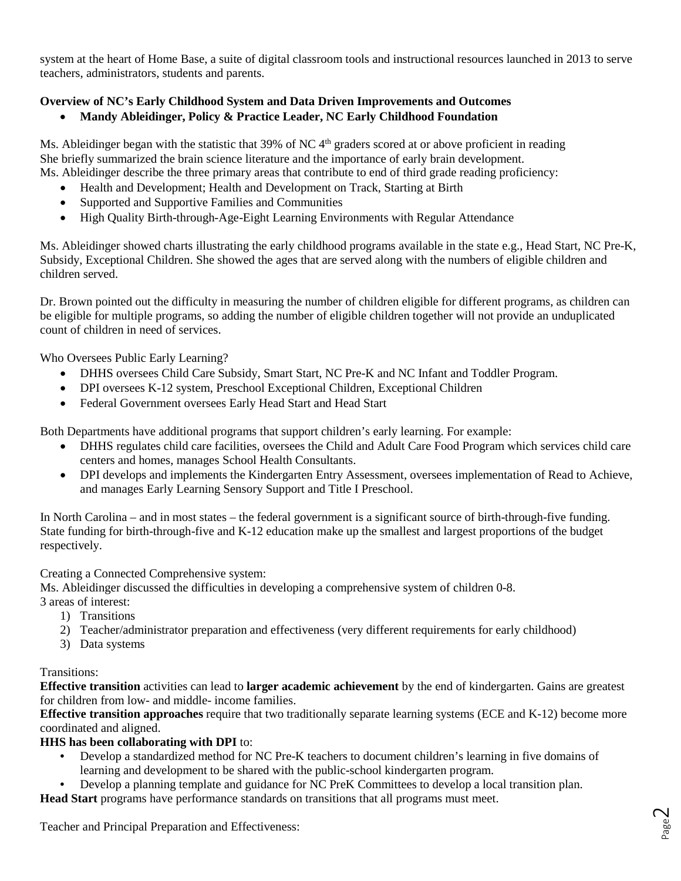system at the heart of Home Base, a suite of digital classroom tools and instructional resources launched in 2013 to serve teachers, administrators, students and parents.

**Overview of NC's Early Childhood System and Data Driven Improvements and Outcomes**

- **Mandy Ableidinger, Policy & Practice Leader, NC Early Childhood Foundation**

Ms. Ableidinger began with the statistic that 39% of NC 4th graders scored at or above proficient in reading
She briefly summarized the brain science literature and the importance of early brain development.
Ms. Ableidinger describe the three primary areas that contribute to end of third grade reading proficiency:

- Health and Development; Health and Development on Track, Starting at Birth
- Supported and Supportive Families and Communities
- High Quality Birth-through-Age-Eight Learning Environments with Regular Attendance

Ms. Ableidinger showed charts illustrating the early childhood programs available in the state e.g., Head Start, NC Pre-K, Subsidy, Exceptional Children. She showed the ages that are served along with the numbers of eligible children and children served.

Dr. Brown pointed out the difficulty in measuring the number of children eligible for different programs, as children can be eligible for multiple programs, so adding the number of eligible children together will not provide an unduplicated count of children in need of services.

Who Oversees Public Early Learning?

- DHHS oversees Child Care Subsidy, Smart Start, NC Pre-K and NC Infant and Toddler Program.
- DPI oversees K-12 system, Preschool Exceptional Children, Exceptional Children
- Federal Government oversees Early Head Start and Head Start

Both Departments have additional programs that support children's early learning. For example:

- DHHS regulates child care facilities, oversees the Child and Adult Care Food Program which services child care centers and homes, manages School Health Consultants.
- DPI develops and implements the Kindergarten Entry Assessment, oversees implementation of Read to Achieve, and manages Early Learning Sensory Support and Title I Preschool.

In North Carolina – and in most states – the federal government is a significant source of birth-through-five funding. State funding for birth-through-five and K-12 education make up the smallest and largest proportions of the budget respectively.

Creating a Connected Comprehensive system:
Ms. Ableidinger discussed the difficulties in developing a comprehensive system of children 0-8.
3 areas of interest:

1) Transitions
2) Teacher/administrator preparation and effectiveness (very different requirements for early childhood)
3) Data systems

Transitions:
**Effective transition** activities can lead to **larger academic achievement** by the end of kindergarten. Gains are greatest for children from low- and middle- income families.
**Effective transition approaches** require that two traditionally separate learning systems (ECE and K-12) become more coordinated and aligned.
**HHS has been collaborating with DPI** to:

- Develop a standardized method for NC Pre-K teachers to document children's learning in five domains of learning and development to be shared with the public-school kindergarten program.
- Develop a planning template and guidance for NC PreK Committees to develop a local transition plan.

**Head Start** programs have performance standards on transitions that all programs must meet.

Teacher and Principal Preparation and Effectiveness: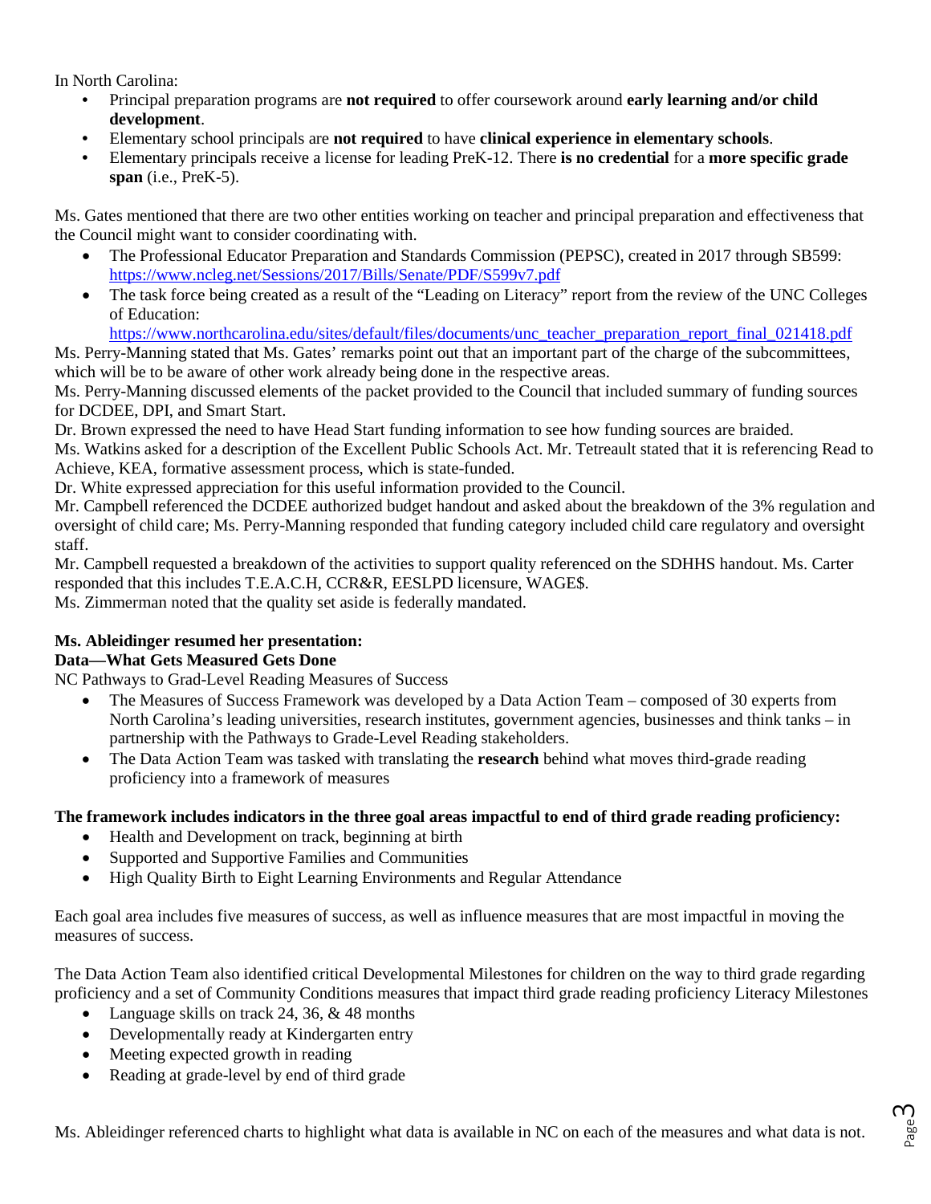In North Carolina:

- Principal preparation programs are **not required** to offer coursework around **early learning and/or child development**.
- Elementary school principals are **not required** to have **clinical experience in elementary schools**.
- Elementary principals receive a license for leading PreK-12. There **is no credential** for a **more specific grade span** (i.e., PreK-5).

Ms. Gates mentioned that there are two other entities working on teacher and principal preparation and effectiveness that the Council might want to consider coordinating with.

- The Professional Educator Preparation and Standards Commission (PEPSC), created in 2017 through SB599: https://www.ncleg.net/Sessions/2017/Bills/Senate/PDF/S599v7.pdf
- The task force being created as a result of the "Leading on Literacy" report from the review of the UNC Colleges of Education: https://www.northcarolina.edu/sites/default/files/documents/unc_teacher_preparation_report_final_021418.pdf

Ms. Perry-Manning stated that Ms. Gates' remarks point out that an important part of the charge of the subcommittees, which will be to be aware of other work already being done in the respective areas.

Ms. Perry-Manning discussed elements of the packet provided to the Council that included summary of funding sources for DCDEE, DPI, and Smart Start.

Dr. Brown expressed the need to have Head Start funding information to see how funding sources are braided.

Ms. Watkins asked for a description of the Excellent Public Schools Act. Mr. Tetreault stated that it is referencing Read to Achieve, KEA, formative assessment process, which is state-funded.

Dr. White expressed appreciation for this useful information provided to the Council.

Mr. Campbell referenced the DCDEE authorized budget handout and asked about the breakdown of the 3% regulation and oversight of child care; Ms. Perry-Manning responded that funding category included child care regulatory and oversight staff.

Mr. Campbell requested a breakdown of the activities to support quality referenced on the SDHHS handout. Ms. Carter responded that this includes T.E.A.C.H, CCR&R, EESLPD licensure, WAGE$.

Ms. Zimmerman noted that the quality set aside is federally mandated.

**Ms. Ableidinger resumed her presentation:**

**Data—What Gets Measured Gets Done**

NC Pathways to Grad-Level Reading Measures of Success

- The Measures of Success Framework was developed by a Data Action Team – composed of 30 experts from North Carolina's leading universities, research institutes, government agencies, businesses and think tanks – in partnership with the Pathways to Grade-Level Reading stakeholders.
- The Data Action Team was tasked with translating the **research** behind what moves third-grade reading proficiency into a framework of measures

**The framework includes indicators in the three goal areas impactful to end of third grade reading proficiency:**

- Health and Development on track, beginning at birth
- Supported and Supportive Families and Communities
- High Quality Birth to Eight Learning Environments and Regular Attendance

Each goal area includes five measures of success, as well as influence measures that are most impactful in moving the measures of success.

The Data Action Team also identified critical Developmental Milestones for children on the way to third grade regarding proficiency and a set of Community Conditions measures that impact third grade reading proficiency Literacy Milestones

- Language skills on track 24, 36, & 48 months
- Developmentally ready at Kindergarten entry
- Meeting expected growth in reading
- Reading at grade-level by end of third grade

Ms. Ableidinger referenced charts to highlight what data is available in NC on each of the measures and what data is not.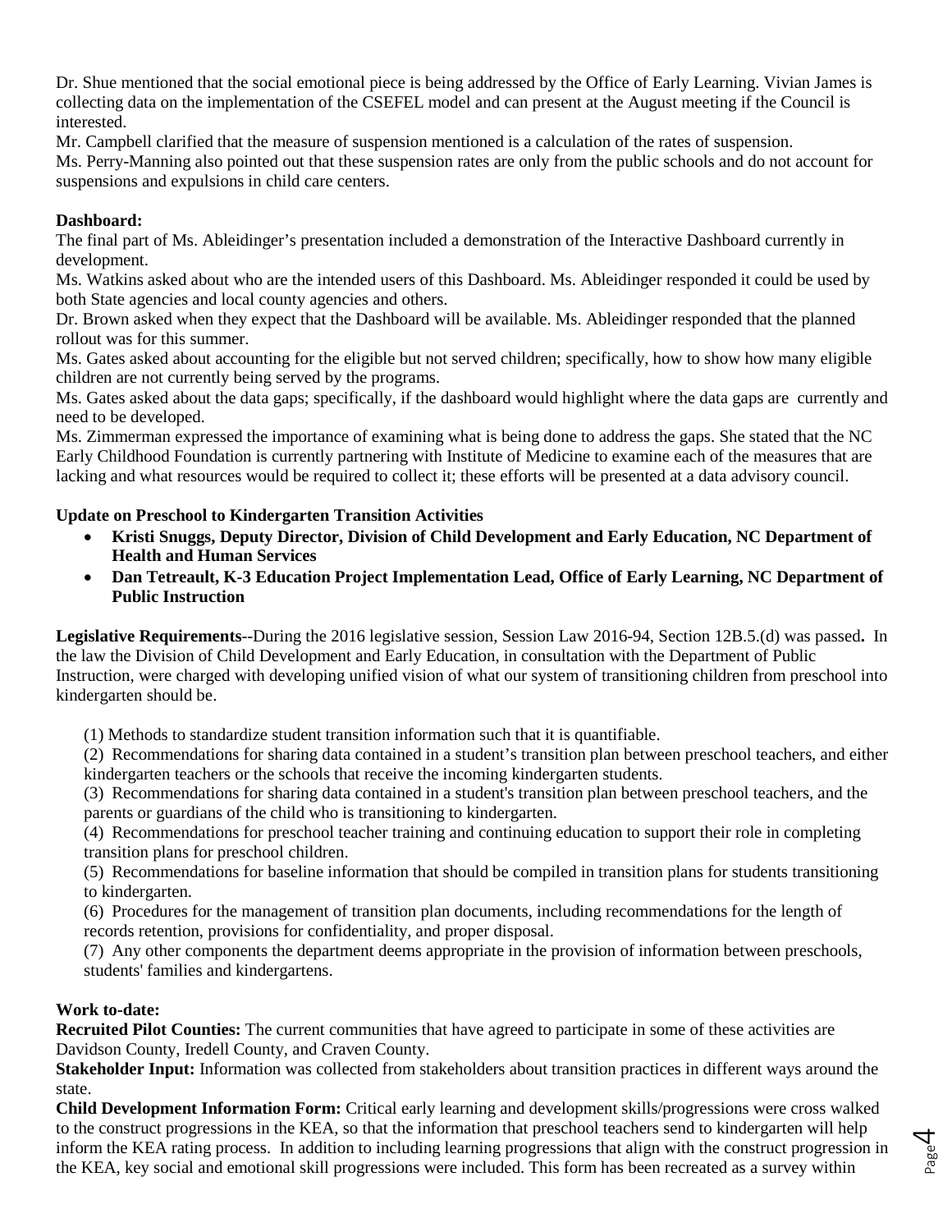Dr. Shue mentioned that the social emotional piece is being addressed by the Office of Early Learning. Vivian James is collecting data on the implementation of the CSEFEL model and can present at the August meeting if the Council is interested.

Mr. Campbell clarified that the measure of suspension mentioned is a calculation of the rates of suspension.

Ms. Perry-Manning also pointed out that these suspension rates are only from the public schools and do not account for suspensions and expulsions in child care centers.

**Dashboard:**

The final part of Ms. Ableidinger's presentation included a demonstration of the Interactive Dashboard currently in development.

Ms. Watkins asked about who are the intended users of this Dashboard. Ms. Ableidinger responded it could be used by both State agencies and local county agencies and others.

Dr. Brown asked when they expect that the Dashboard will be available. Ms. Ableidinger responded that the planned rollout was for this summer.

Ms. Gates asked about accounting for the eligible but not served children; specifically, how to show how many eligible children are not currently being served by the programs.

Ms. Gates asked about the data gaps; specifically, if the dashboard would highlight where the data gaps are currently and need to be developed.

Ms. Zimmerman expressed the importance of examining what is being done to address the gaps. She stated that the NC Early Childhood Foundation is currently partnering with Institute of Medicine to examine each of the measures that are lacking and what resources would be required to collect it; these efforts will be presented at a data advisory council.

**Update on Preschool to Kindergarten Transition Activities**

- **Kristi Snuggs, Deputy Director, Division of Child Development and Early Education, NC Department of Health and Human Services**
- **Dan Tetreault, K-3 Education Project Implementation Lead, Office of Early Learning, NC Department of Public Instruction**

**Legislative Requirements**--During the 2016 legislative session, Session Law 2016-94, Section 12B.5.(d) was passed**.** In the law the Division of Child Development and Early Education, in consultation with the Department of Public Instruction, were charged with developing unified vision of what our system of transitioning children from preschool into kindergarten should be.

(1) Methods to standardize student transition information such that it is quantifiable.

(2) Recommendations for sharing data contained in a student's transition plan between preschool teachers, and either kindergarten teachers or the schools that receive the incoming kindergarten students.

(3) Recommendations for sharing data contained in a student's transition plan between preschool teachers, and the parents or guardians of the child who is transitioning to kindergarten.

(4) Recommendations for preschool teacher training and continuing education to support their role in completing transition plans for preschool children.

(5) Recommendations for baseline information that should be compiled in transition plans for students transitioning to kindergarten.

(6) Procedures for the management of transition plan documents, including recommendations for the length of records retention, provisions for confidentiality, and proper disposal.

(7) Any other components the department deems appropriate in the provision of information between preschools, students' families and kindergartens.

**Work to-date:**

**Recruited Pilot Counties:** The current communities that have agreed to participate in some of these activities are Davidson County, Iredell County, and Craven County.

**Stakeholder Input:** Information was collected from stakeholders about transition practices in different ways around the state.

**Child Development Information Form:** Critical early learning and development skills/progressions were cross walked to the construct progressions in the KEA, so that the information that preschool teachers send to kindergarten will help inform the KEA rating process. In addition to including learning progressions that align with the construct progression in the KEA, key social and emotional skill progressions were included. This form has been recreated as a survey within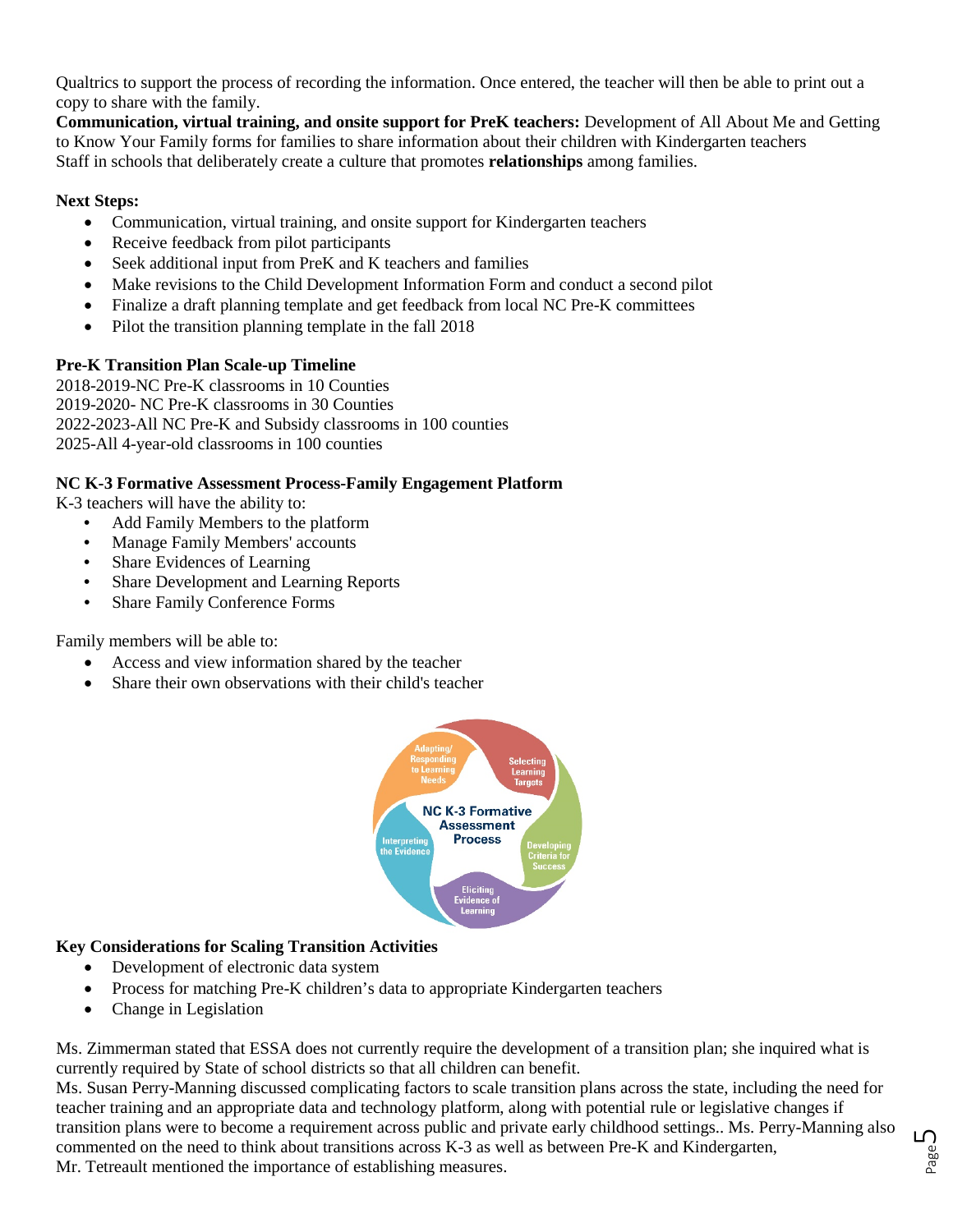Qualtrics to support the process of recording the information. Once entered, the teacher will then be able to print out a copy to share with the family.

**Communication, virtual training, and onsite support for PreK teachers:** Development of All About Me and Getting to Know Your Family forms for families to share information about their children with Kindergarten teachers
Staff in schools that deliberately create a culture that promotes **relationships** among families.

**Next Steps:**

- Communication, virtual training, and onsite support for Kindergarten teachers
- Receive feedback from pilot participants
- Seek additional input from PreK and K teachers and families
- Make revisions to the Child Development Information Form and conduct a second pilot
- Finalize a draft planning template and get feedback from local NC Pre-K committees
- Pilot the transition planning template in the fall 2018

**Pre-K Transition Plan Scale-up Timeline**

2018-2019-NC Pre-K classrooms in 10 Counties
2019-2020- NC Pre-K classrooms in 30 Counties
2022-2023-All NC Pre-K and Subsidy classrooms in 100 counties
2025-All 4-year-old classrooms in 100 counties

**NC K-3 Formative Assessment Process-Family Engagement Platform**

K-3 teachers will have the ability to:

- Add Family Members to the platform
- Manage Family Members' accounts
- Share Evidences of Learning
- Share Development and Learning Reports
- Share Family Conference Forms

Family members will be able to:

- Access and view information shared by the teacher
- Share their own observations with their child's teacher

NC K-3 Formative Assessment Process: Selecting Learning Targets; Developing Criteria for Success; Eliciting Evidence of Learning; Interpreting the Evidence; Adapting/Responding to Learning Needs

**Key Considerations for Scaling Transition Activities**

- Development of electronic data system
- Process for matching Pre-K children's data to appropriate Kindergarten teachers
- Change in Legislation

Ms. Zimmerman stated that ESSA does not currently require the development of a transition plan; she inquired what is currently required by State of school districts so that all children can benefit.
Ms. Susan Perry-Manning discussed complicating factors to scale transition plans across the state, including the need for teacher training and an appropriate data and technology platform, along with potential rule or legislative changes if transition plans were to become a requirement across public and private early childhood settings.. Ms. Perry-Manning also commented on the need to think about transitions across K-3 as well as between Pre-K and Kindergarten,
Mr. Tetreault mentioned the importance of establishing measures.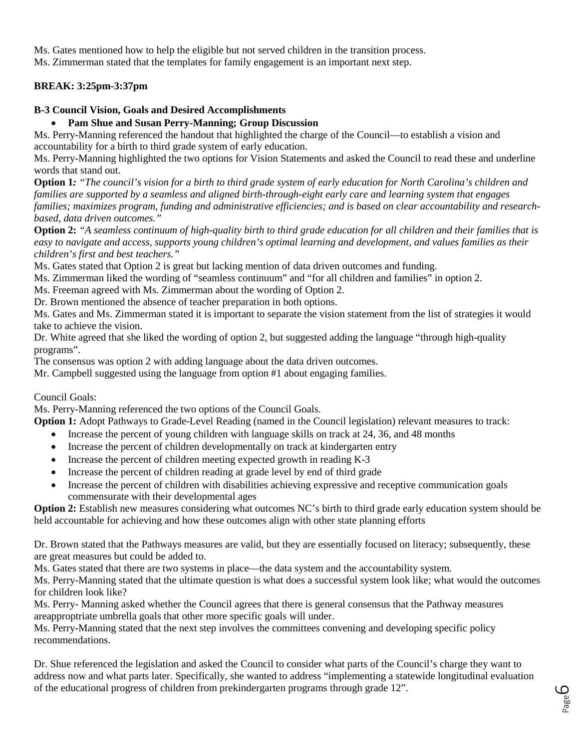Ms. Gates mentioned how to help the eligible but not served children in the transition process.
Ms. Zimmerman stated that the templates for family engagement is an important next step.

**BREAK: 3:25pm-3:37pm**

**B-3 Council Vision, Goals and Desired Accomplishments**

- **Pam Shue and Susan Perry-Manning; Group Discussion**

Ms. Perry-Manning referenced the handout that highlighted the charge of the Council—to establish a vision and accountability for a birth to third grade system of early education.
Ms. Perry-Manning highlighted the two options for Vision Statements and asked the Council to read these and underline words that stand out.
**Option 1***: "The council's vision for a birth to third grade system of early education for North Carolina's children and families are supported by a seamless and aligned birth-through-eight early care and learning system that engages families; maximizes program, funding and administrative efficiencies; and is based on clear accountability and research-based, data driven outcomes."*
**Option 2:** *"A seamless continuum of high-quality birth to third grade education for all children and their families that is easy to navigate and access, supports young children's optimal learning and development, and values families as their children's first and best teachers."*
Ms. Gates stated that Option 2 is great but lacking mention of data driven outcomes and funding.
Ms. Zimmerman liked the wording of "seamless continuum" and "for all children and families" in option 2.
Ms. Freeman agreed with Ms. Zimmerman about the wording of Option 2.
Dr. Brown mentioned the absence of teacher preparation in both options.
Ms. Gates and Ms. Zimmerman stated it is important to separate the vision statement from the list of strategies it would take to achieve the vision.
Dr. White agreed that she liked the wording of option 2, but suggested adding the language "through high-quality programs".
The consensus was option 2 with adding language about the data driven outcomes.
Mr. Campbell suggested using the language from option #1 about engaging families.

Council Goals:
Ms. Perry-Manning referenced the two options of the Council Goals.
**Option 1:** Adopt Pathways to Grade-Level Reading (named in the Council legislation) relevant measures to track:

- Increase the percent of young children with language skills on track at 24, 36, and 48 months
- Increase the percent of children developmentally on track at kindergarten entry
- Increase the percent of children meeting expected growth in reading K-3
- Increase the percent of children reading at grade level by end of third grade
- Increase the percent of children with disabilities achieving expressive and receptive communication goals commensurate with their developmental ages

**Option 2:** Establish new measures considering what outcomes NC's birth to third grade early education system should be held accountable for achieving and how these outcomes align with other state planning efforts

Dr. Brown stated that the Pathways measures are valid, but they are essentially focused on literacy; subsequently, these are great measures but could be added to.
Ms. Gates stated that there are two systems in place—the data system and the accountability system.
Ms. Perry-Manning stated that the ultimate question is what does a successful system look like; what would the outcomes for children look like?
Ms. Perry- Manning asked whether the Council agrees that there is general consensus that the Pathway measures areappropptriate umbrella goals that other more specific goals will under.
Ms. Perry-Manning stated that the next step involves the committees convening and developing specific policy recommendations.

Dr. Shue referenced the legislation and asked the Council to consider what parts of the Council's charge they want to address now and what parts later. Specifically, she wanted to address "implementing a statewide longitudinal evaluation of the educational progress of children from prekindergarten programs through grade 12".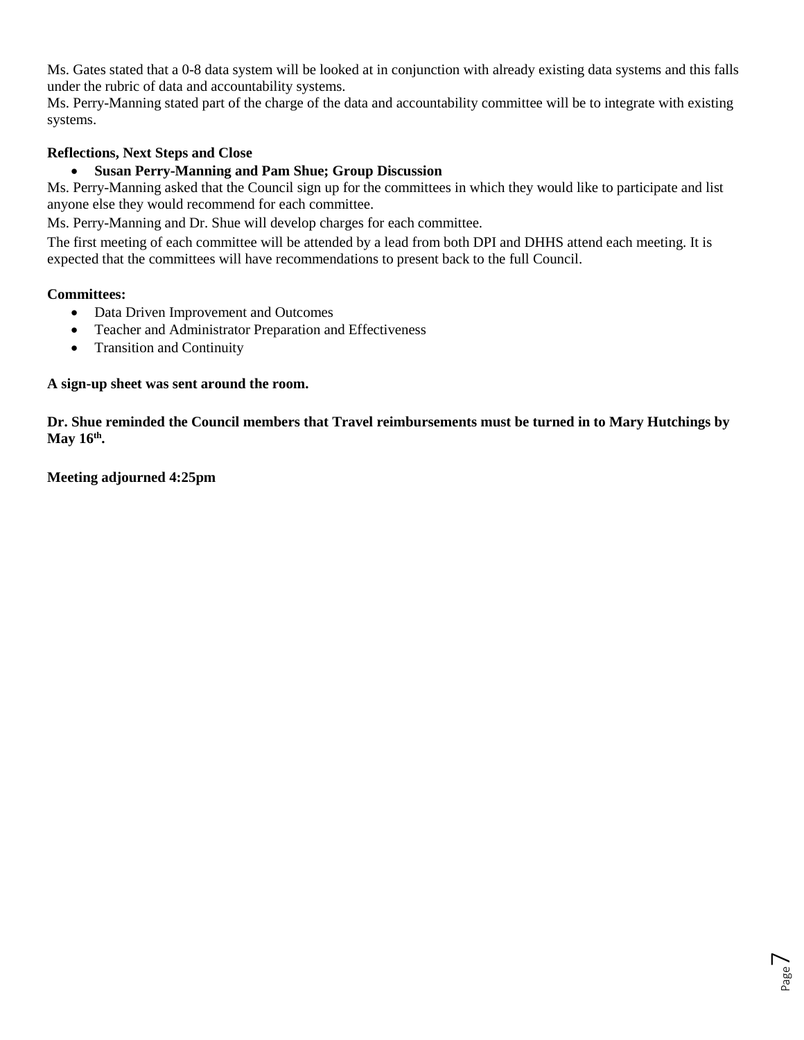Ms. Gates stated that a 0-8 data system will be looked at in conjunction with already existing data systems and this falls under the rubric of data and accountability systems.

Ms. Perry-Manning stated part of the charge of the data and accountability committee will be to integrate with existing systems.

**Reflections, Next Steps and Close**

- **Susan Perry-Manning and Pam Shue; Group Discussion**

Ms. Perry-Manning asked that the Council sign up for the committees in which they would like to participate and list anyone else they would recommend for each committee.

Ms. Perry-Manning and Dr. Shue will develop charges for each committee.

The first meeting of each committee will be attended by a lead from both DPI and DHHS attend each meeting. It is expected that the committees will have recommendations to present back to the full Council.

**Committees:**

- Data Driven Improvement and Outcomes
- Teacher and Administrator Preparation and Effectiveness
- Transition and Continuity

**A sign-up sheet was sent around the room.**

**Dr. Shue reminded the Council members that Travel reimbursements must be turned in to Mary Hutchings by May 16th.**

**Meeting adjourned 4:25pm**